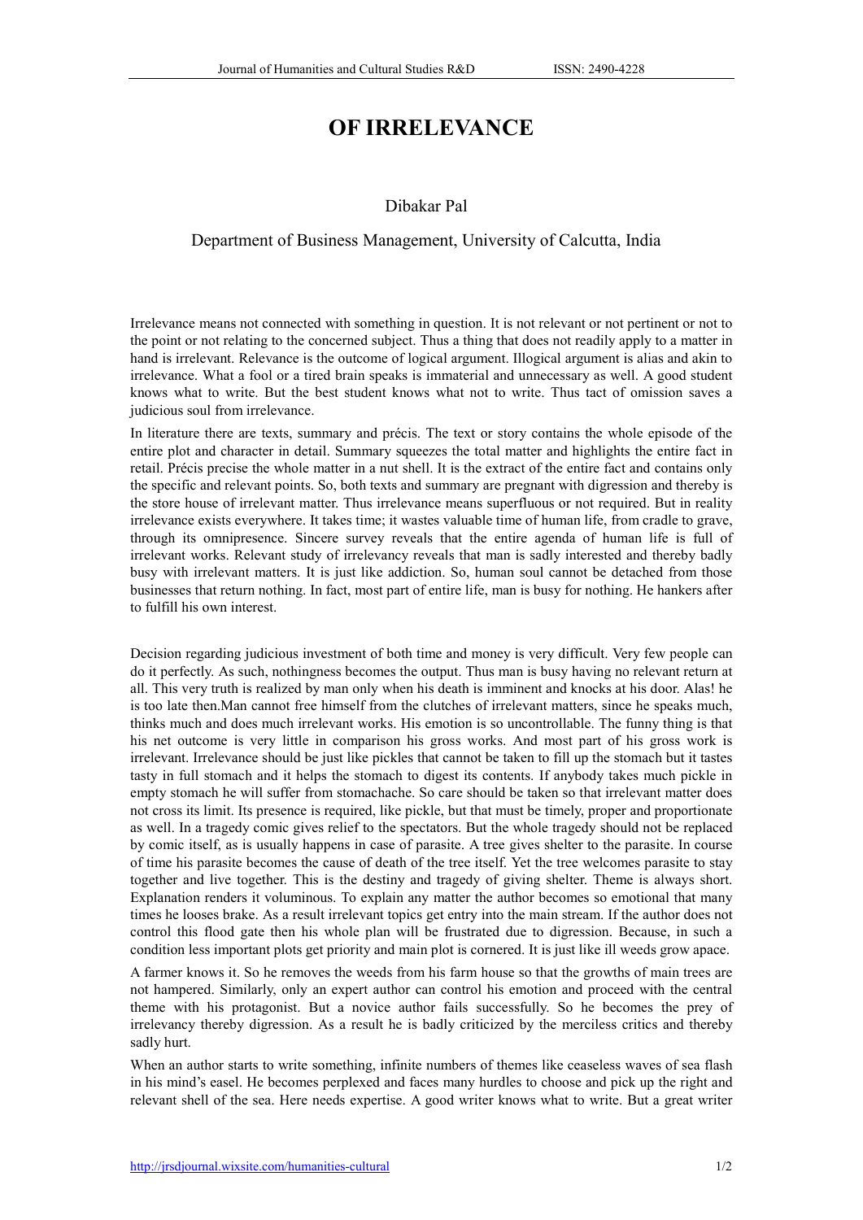# OF IRRELEVANCE

Dibakar Pal

Department of Business Management, University of Calcutta, India

Irrelevance means not connected with something in question. It is not relevant or not pertinent or not to the point or not relating to the concerned subject. Thus a thing that does not readily apply to a matter in hand is irrelevant. Relevance is the outcome of logical argument. Illogical argument is alias and akin to irrelevance. What a fool or a tired brain speaks is immaterial and unnecessary as well. A good student knows what to write. But the best student knows what not to write. Thus tact of omission saves a judicious soul from irrelevance.

In literature there are texts, summary and précis. The text or story contains the whole episode of the entire plot and character in detail. Summary squeezes the total matter and highlights the entire fact in retail. Précis precise the whole matter in a nut shell. It is the extract of the entire fact and contains only the specific and relevant points. So, both texts and summary are pregnant with digression and thereby is the store house of irrelevant matter. Thus irrelevance means superfluous or not required. But in reality irrelevance exists everywhere. It takes time; it wastes valuable time of human life, from cradle to grave, through its omnipresence. Sincere survey reveals that the entire agenda of human life is full of irrelevant works. Relevant study of irrelevancy reveals that man is sadly interested and thereby badly busy with irrelevant matters. It is just like addiction. So, human soul cannot be detached from those businesses that return nothing. In fact, most part of entire life, man is busy for nothing. He hankers after to fulfill his own interest.

Decision regarding judicious investment of both time and money is very difficult. Very few people can do it perfectly. As such, nothingness becomes the output. Thus man is busy having no relevant return at all. This very truth is realized by man only when his death is imminent and knocks at his door. Alas! he is too late then.Man cannot free himself from the clutches of irrelevant matters, since he speaks much, thinks much and does much irrelevant works. His emotion is so uncontrollable. The funny thing is that his net outcome is very little in comparison his gross works. And most part of his gross work is irrelevant. Irrelevance should be just like pickles that cannot be taken to fill up the stomach but it tastes tasty in full stomach and it helps the stomach to digest its contents. If anybody takes much pickle in empty stomach he will suffer from stomachache. So care should be taken so that irrelevant matter does not cross its limit. Its presence is required, like pickle, but that must be timely, proper and proportionate as well. In a tragedy comic gives relief to the spectators. But the whole tragedy should not be replaced by comic itself, as is usually happens in case of parasite. A tree gives shelter to the parasite. In course of time his parasite becomes the cause of death of the tree itself. Yet the tree welcomes parasite to stay together and live together. This is the destiny and tragedy of giving shelter. Theme is always short. Explanation renders it voluminous. To explain any matter the author becomes so emotional that many times he looses brake. As a result irrelevant topics get entry into the main stream. If the author does not control this flood gate then his whole plan will be frustrated due to digression. Because, in such a condition less important plots get priority and main plot is cornered. It is just like ill weeds grow apace.

A farmer knows it. So he removes the weeds from his farm house so that the growths of main trees are not hampered. Similarly, only an expert author can control his emotion and proceed with the central theme with his protagonist. But a novice author fails successfully. So he becomes the prey of irrelevancy thereby digression. As a result he is badly criticized by the merciless critics and thereby sadly hurt.

When an author starts to write something, infinite numbers of themes like ceaseless waves of sea flash in his mind's easel. He becomes perplexed and faces many hurdles to choose and pick up the right and relevant shell of the sea. Here needs expertise. A good writer knows what to write. But a great writer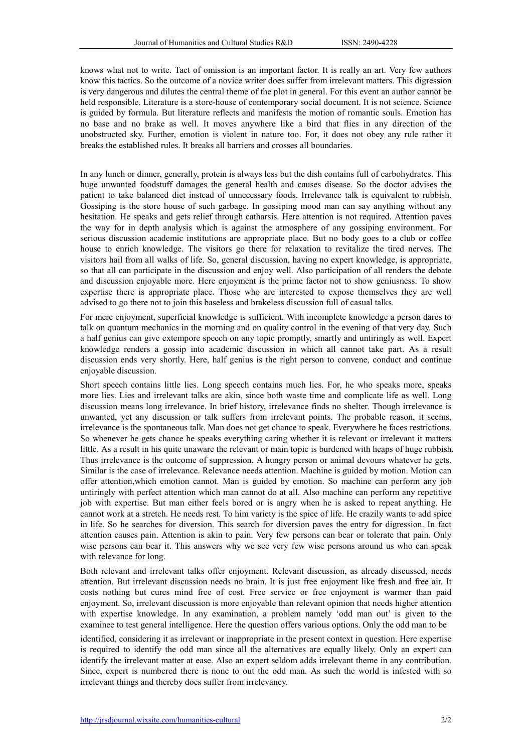knows what not to write. Tact of omission is an important factor. It is really an art. Very few authors know this tactics. So the outcome of a novice writer does suffer from irrelevant matters. This digression is very dangerous and dilutes the central theme of the plot in general. For this event an author cannot be held responsible. Literature is a store-house of contemporary social document. It is not science. Science is guided by formula. But literature reflects and manifests the motion of romantic souls. Emotion has no base and no brake as well. It moves anywhere like a bird that flies in any direction of the unobstructed sky. Further, emotion is violent in nature too. For, it does not obey any rule rather it breaks the established rules. It breaks all barriers and crosses all boundaries.

In any lunch or dinner, generally, protein is always less but the dish contains full of carbohydrates. This huge unwanted foodstuff damages the general health and causes disease. So the doctor advises the patient to take balanced diet instead of unnecessary foods. Irrelevance talk is equivalent to rubbish. Gossiping is the store house of such garbage. In gossiping mood man can say anything without any hesitation. He speaks and gets relief through catharsis. Here attention is not required. Attention paves the way for in depth analysis which is against the atmosphere of any gossiping environment. For serious discussion academic institutions are appropriate place. But no body goes to a club or coffee house to enrich knowledge. The visitors go there for relaxation to revitalize the tired nerves. The visitors hail from all walks of life. So, general discussion, having no expert knowledge, is appropriate, so that all can participate in the discussion and enjoy well. Also participation of all renders the debate and discussion enjoyable more. Here enjoyment is the prime factor not to show geniusness. To show expertise there is appropriate place. Those who are interested to expose themselves they are well advised to go there not to join this baseless and brakeless discussion full of casual talks.

For mere enjoyment, superficial knowledge is sufficient. With incomplete knowledge a person dares to talk on quantum mechanics in the morning and on quality control in the evening of that very day. Such a half genius can give extempore speech on any topic promptly, smartly and untiringly as well. Expert knowledge renders a gossip into academic discussion in which all cannot take part. As a result discussion ends very shortly. Here, half genius is the right person to convene, conduct and continue enjoyable discussion.

Short speech contains little lies. Long speech contains much lies. For, he who speaks more, speaks more lies. Lies and irrelevant talks are akin, since both waste time and complicate life as well. Long discussion means long irrelevance. In brief history, irrelevance finds no shelter. Though irrelevance is unwanted, yet any discussion or talk suffers from irrelevant points. The probable reason, it seems, irrelevance is the spontaneous talk. Man does not get chance to speak. Everywhere he faces restrictions. So whenever he gets chance he speaks everything caring whether it is relevant or irrelevant it matters little. As a result in his quite unaware the relevant or main topic is burdened with heaps of huge rubbish. Thus irrelevance is the outcome of suppression. A hungry person or animal devours whatever he gets. Similar is the case of irrelevance. Relevance needs attention. Machine is guided by motion. Motion can offer attention,which emotion cannot. Man is guided by emotion. So machine can perform any job untiringly with perfect attention which man cannot do at all. Also machine can perform any repetitive job with expertise. But man either feels bored or is angry when he is asked to repeat anything. He cannot work at a stretch. He needs rest. To him variety is the spice of life. He crazily wants to add spice in life. So he searches for diversion. This search for diversion paves the entry for digression. In fact attention causes pain. Attention is akin to pain. Very few persons can bear or tolerate that pain. Only wise persons can bear it. This answers why we see very few wise persons around us who can speak with relevance for long.

Both relevant and irrelevant talks offer enjoyment. Relevant discussion, as already discussed, needs attention. But irrelevant discussion needs no brain. It is just free enjoyment like fresh and free air. It costs nothing but cures mind free of cost. Free service or free enjoyment is warmer than paid enjoyment. So, irrelevant discussion is more enjoyable than relevant opinion that needs higher attention with expertise knowledge. In any examination, a problem namely 'odd man out' is given to the examinee to test general intelligence. Here the question offers various options. Only the odd man to be identified, considering it as irrelevant or inappropriate in the present context in question. Here expertise is required to identify the odd man since all the alternatives are equally likely. Only an expert can identify the irrelevant matter at ease. Also an expert seldom adds irrelevant theme in any contribution. Since, expert is numbered there is none to out the odd man. As such the world is infested with so irrelevant things and thereby does suffer from irrelevancy.